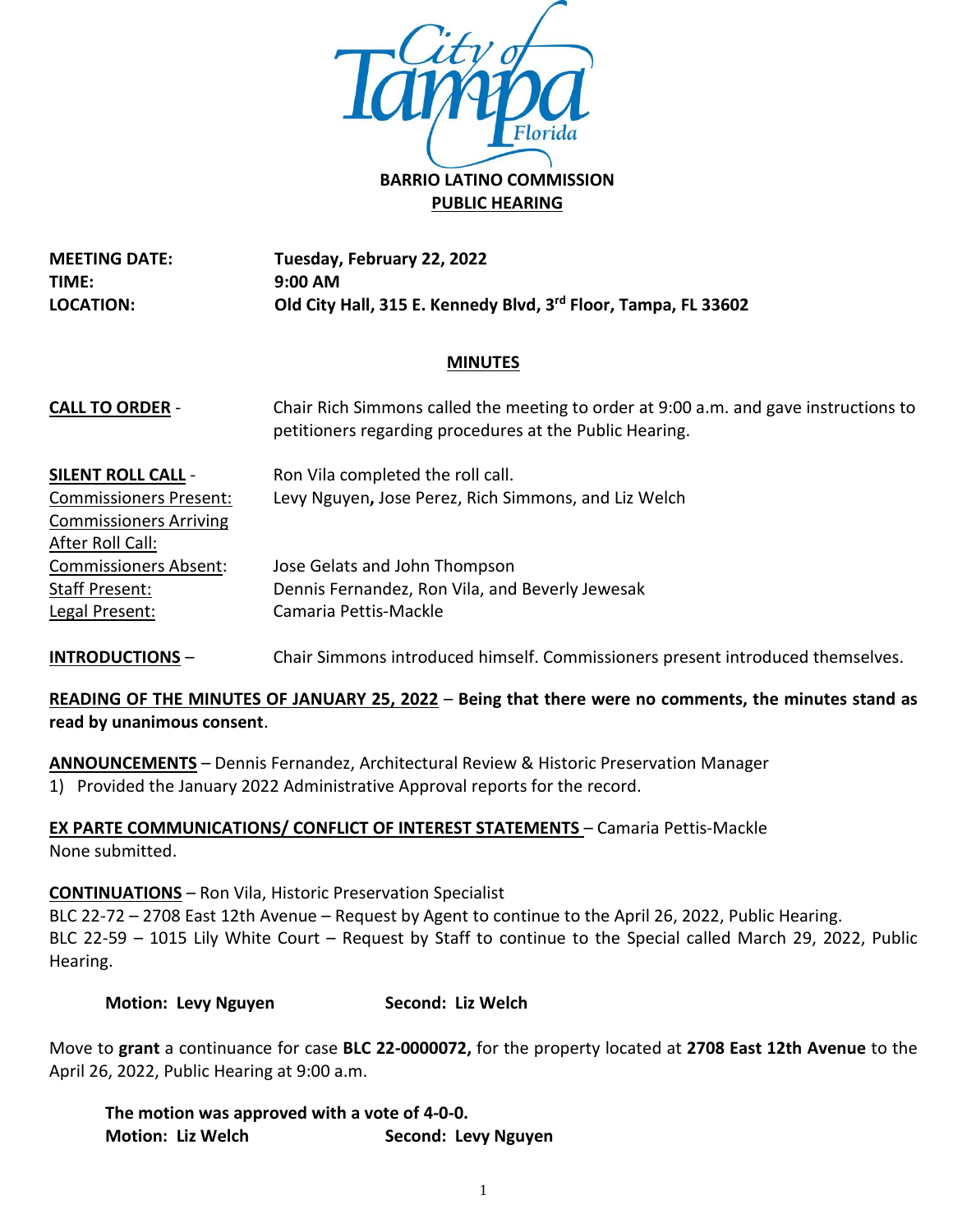**BARRIO LATINO COMMISSION**

**PUBLIC HEARING**

**MEETING DATE:** **Tuesday, February 22, 2022**
**TIME:** **9:00 AM**
**LOCATION:** **Old City Hall, 315 E. Kennedy Blvd, 3rd Floor, Tampa, FL 33602**

## MINUTES

**CALL TO ORDER** - Chair Rich Simmons called the meeting to order at 9:00 a.m. and gave instructions to petitioners regarding procedures at the Public Hearing.

**SILENT ROLL CALL** - Ron Vila completed the roll call.

Commissioners Present: Levy Nguyen**,** Jose Perez, Rich Simmons, and Liz Welch

Commissioners Arriving After Roll Call:

Commissioners Absent: Jose Gelats and John Thompson

Staff Present: Dennis Fernandez, Ron Vila, and Beverly Jewesak

Legal Present: Camaria Pettis-Mackle

**INTRODUCTIONS** – Chair Simmons introduced himself. Commissioners present introduced themselves.

**READING OF THE MINUTES OF JANUARY 25, 2022** – **Being that there were no comments, the minutes stand as read by unanimous consent**.

**ANNOUNCEMENTS** – Dennis Fernandez, Architectural Review & Historic Preservation Manager

1) Provided the January 2022 Administrative Approval reports for the record.

**EX PARTE COMMUNICATIONS/ CONFLICT OF INTEREST STATEMENTS** – Camaria Pettis-Mackle
None submitted.

**CONTINUATIONS** – Ron Vila, Historic Preservation Specialist
BLC 22-72 – 2708 East 12th Avenue – Request by Agent to continue to the April 26, 2022, Public Hearing.
BLC 22-59 – 1015 Lily White Court – Request by Staff to continue to the Special called March 29, 2022, Public Hearing.

**Motion: Levy Nguyen** **Second: Liz Welch**

Move to **grant** a continuance for case **BLC 22-0000072,** for the property located at **2708 East 12th Avenue** to the April 26, 2022, Public Hearing at 9:00 a.m.

**The motion was approved with a vote of 4-0-0.**
**Motion: Liz Welch** **Second: Levy Nguyen**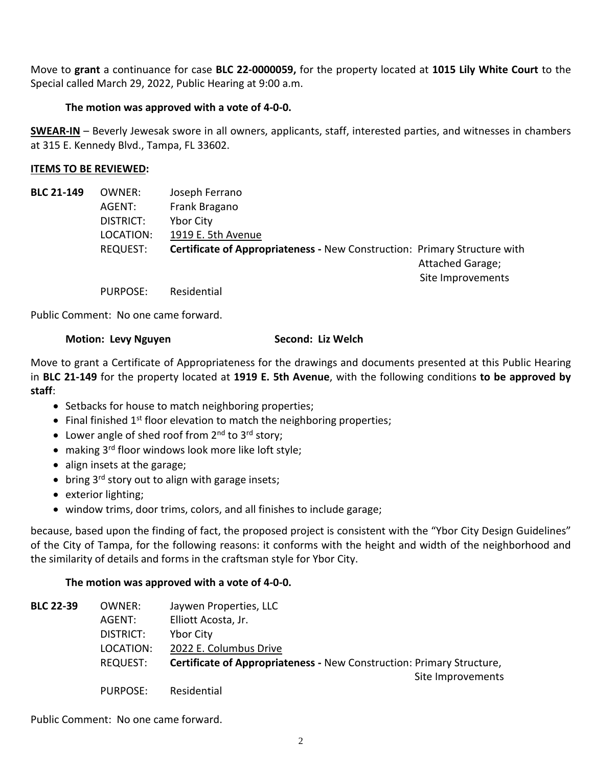Move to **grant** a continuance for case **BLC 22-0000059,** for the property located at **1015 Lily White Court** to the Special called March 29, 2022, Public Hearing at 9:00 a.m.

**The motion was approved with a vote of 4-0-0.**

**SWEAR-IN** – Beverly Jewesak swore in all owners, applicants, staff, interested parties, and witnesses in chambers at 315 E. Kennedy Blvd., Tampa, FL 33602.

**ITEMS TO BE REVIEWED:**

**BLC 21-149**

OWNER: Joseph Ferrano
AGENT: Frank Bragano
DISTRICT: Ybor City
LOCATION: 1919 E. 5th Avenue
REQUEST: **Certificate of Appropriateness -** New Construction: Primary Structure with Attached Garage; Site Improvements
PURPOSE: Residential

Public Comment: No one came forward.

**Motion: Levy Nguyen** **Second: Liz Welch**

Move to grant a Certificate of Appropriateness for the drawings and documents presented at this Public Hearing in **BLC 21-149** for the property located at **1919 E. 5th Avenue**, with the following conditions **to be approved by staff**:

- Setbacks for house to match neighboring properties;
- Final finished 1st floor elevation to match the neighboring properties;
- Lower angle of shed roof from 2nd to 3rd story;
- making 3rd floor windows look more like loft style;
- align insets at the garage;
- bring 3rd story out to align with garage insets;
- exterior lighting;
- window trims, door trims, colors, and all finishes to include garage;

because, based upon the finding of fact, the proposed project is consistent with the "Ybor City Design Guidelines" of the City of Tampa, for the following reasons: it conforms with the height and width of the neighborhood and the similarity of details and forms in the craftsman style for Ybor City.

**The motion was approved with a vote of 4-0-0.**

**BLC 22-39**

OWNER: Jaywen Properties, LLC
AGENT: Elliott Acosta, Jr.
DISTRICT: Ybor City
LOCATION: 2022 E. Columbus Drive
REQUEST: **Certificate of Appropriateness -** New Construction: Primary Structure, Site Improvements
PURPOSE: Residential

Public Comment: No one came forward.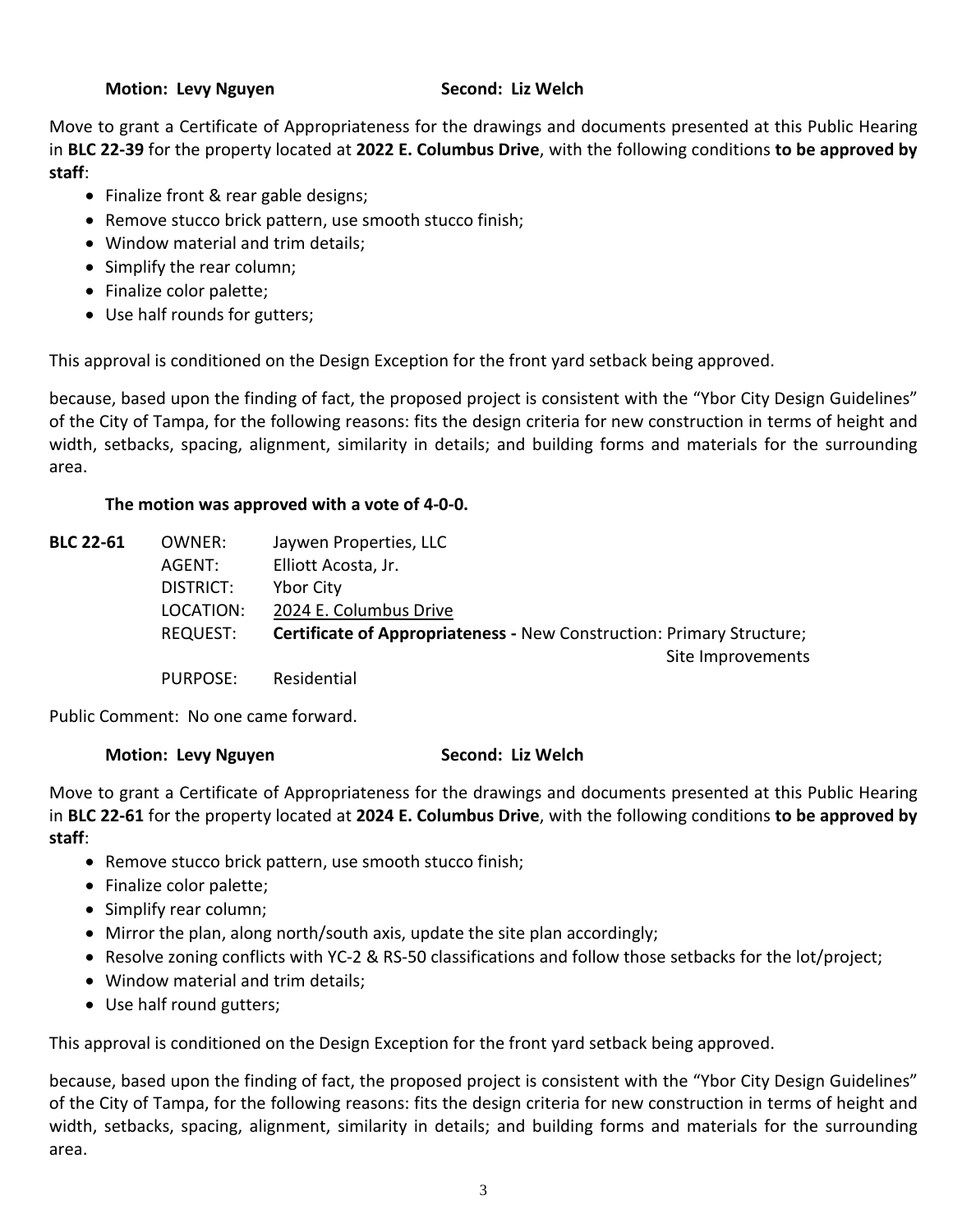**Motion: Levy Nguyen** **Second: Liz Welch**

Move to grant a Certificate of Appropriateness for the drawings and documents presented at this Public Hearing in **BLC 22-39** for the property located at **2022 E. Columbus Drive**, with the following conditions **to be approved by staff**:

- Finalize front & rear gable designs;
- Remove stucco brick pattern, use smooth stucco finish;
- Window material and trim details;
- Simplify the rear column;
- Finalize color palette;
- Use half rounds for gutters;

This approval is conditioned on the Design Exception for the front yard setback being approved.

because, based upon the finding of fact, the proposed project is consistent with the "Ybor City Design Guidelines" of the City of Tampa, for the following reasons: fits the design criteria for new construction in terms of height and width, setbacks, spacing, alignment, similarity in details; and building forms and materials for the surrounding area.

**The motion was approved with a vote of 4-0-0.**

**BLC 22-61**

OWNER: Jaywen Properties, LLC
AGENT: Elliott Acosta, Jr.
DISTRICT: Ybor City
LOCATION: 2024 E. Columbus Drive
REQUEST: **Certificate of Appropriateness -** New Construction: Primary Structure; Site Improvements
PURPOSE: Residential

Public Comment: No one came forward.

**Motion: Levy Nguyen** **Second: Liz Welch**

Move to grant a Certificate of Appropriateness for the drawings and documents presented at this Public Hearing in **BLC 22-61** for the property located at **2024 E. Columbus Drive**, with the following conditions **to be approved by staff**:

- Remove stucco brick pattern, use smooth stucco finish;
- Finalize color palette;
- Simplify rear column;
- Mirror the plan, along north/south axis, update the site plan accordingly;
- Resolve zoning conflicts with YC-2 & RS-50 classifications and follow those setbacks for the lot/project;
- Window material and trim details;
- Use half round gutters;

This approval is conditioned on the Design Exception for the front yard setback being approved.

because, based upon the finding of fact, the proposed project is consistent with the "Ybor City Design Guidelines" of the City of Tampa, for the following reasons: fits the design criteria for new construction in terms of height and width, setbacks, spacing, alignment, similarity in details; and building forms and materials for the surrounding area.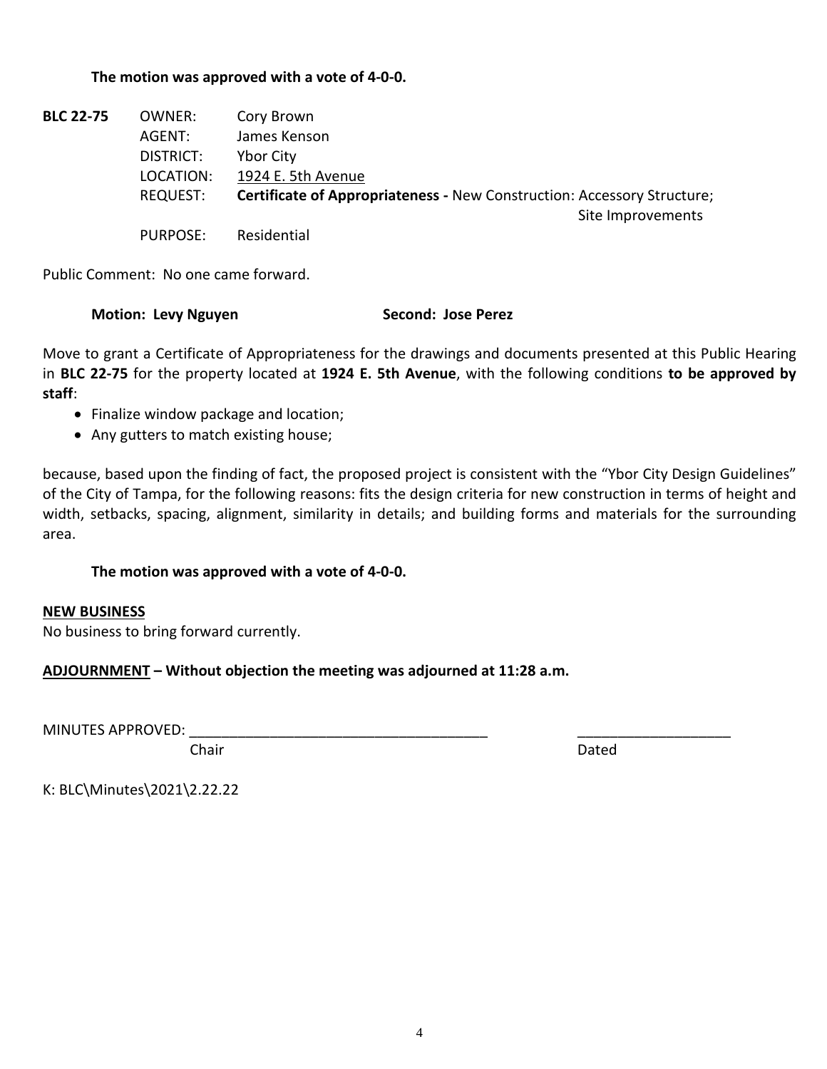**The motion was approved with a vote of 4-0-0.**

**BLC 22-75**

| | |
|---|---|
| OWNER: | Cory Brown |
| AGENT: | James Kenson |
| DISTRICT: | Ybor City |
| LOCATION: | 1924 E. 5th Avenue |
| REQUEST: | **Certificate of Appropriateness -** New Construction: Accessory Structure; Site Improvements |
| PURPOSE: | Residential |

Public Comment: No one came forward.

**Motion: Levy Nguyen** **Second: Jose Perez**

Move to grant a Certificate of Appropriateness for the drawings and documents presented at this Public Hearing in **BLC 22-75** for the property located at **1924 E. 5th Avenue**, with the following conditions **to be approved by staff**:

- Finalize window package and location;
- Any gutters to match existing house;

because, based upon the finding of fact, the proposed project is consistent with the "Ybor City Design Guidelines" of the City of Tampa, for the following reasons: fits the design criteria for new construction in terms of height and width, setbacks, spacing, alignment, similarity in details; and building forms and materials for the surrounding area.

**The motion was approved with a vote of 4-0-0.**

**NEW BUSINESS**

No business to bring forward currently.

**ADJOURNMENT – Without objection the meeting was adjourned at 11:28 a.m.**

MINUTES APPROVED: _____________________________________ ___________________

Chair Dated

K: BLC\Minutes\2021\2.22.22